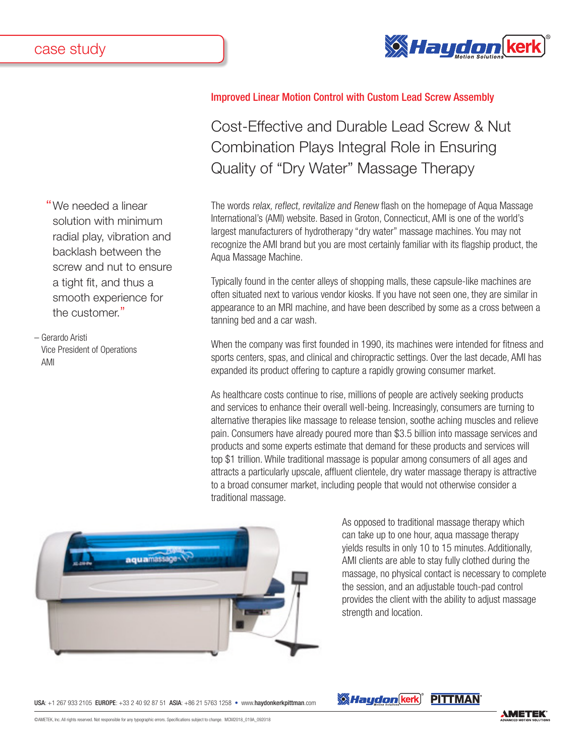case study

**Improved Linear Motion Control with Custom Lead Screw Assembly**

# Cost-Effective and Durable Lead Screw & Nut Combination Plays Integral Role in Ensuring Quality of "Dry Water" Massage Therapy

> "We needed a linear solution with minimum radial play, vibration and backlash between the screw and nut to ensure a tight fit, and thus a smooth experience for the customer."
>
> – Gerardo Aristi
> Vice President of Operations
> AMI

The words *relax, reflect, revitalize and Renew* flash on the homepage of Aqua Massage International's (AMI) website. Based in Groton, Connecticut, AMI is one of the world's largest manufacturers of hydrotherapy "dry water" massage machines. You may not recognize the AMI brand but you are most certainly familiar with its flagship product, the Aqua Massage Machine.

Typically found in the center alleys of shopping malls, these capsule-like machines are often situated next to various vendor kiosks. If you have not seen one, they are similar in appearance to an MRI machine, and have been described by some as a cross between a tanning bed and a car wash.

When the company was first founded in 1990, its machines were intended for fitness and sports centers, spas, and clinical and chiropractic settings. Over the last decade, AMI has expanded its product offering to capture a rapidly growing consumer market.

As healthcare costs continue to rise, millions of people are actively seeking products and services to enhance their overall well-being. Increasingly, consumers are turning to alternative therapies like massage to release tension, soothe aching muscles and relieve pain. Consumers have already poured more than $3.5 billion into massage services and products and some experts estimate that demand for these products and services will top $1 trillion. While traditional massage is popular among consumers of all ages and attracts a particularly upscale, affluent clientele, dry water massage therapy is attractive to a broad consumer market, including people that would not otherwise consider a traditional massage.

As opposed to traditional massage therapy which can take up to one hour, aqua massage therapy yields results in only 10 to 15 minutes. Additionally, AMI clients are able to stay fully clothed during the massage, no physical contact is necessary to complete the session, and an adjustable touch-pad control provides the client with the ability to adjust massage strength and location.

USA: +1 267 933 2105 EUROPE: +33 2 40 92 87 51 ASIA: +86 21 5763 1258 • www.haydonkerkpittman.com

©AMETEK, Inc. All rights reserved. Not responsible for any typographic errors. Specifications subject to change. MCM2018_019A_092018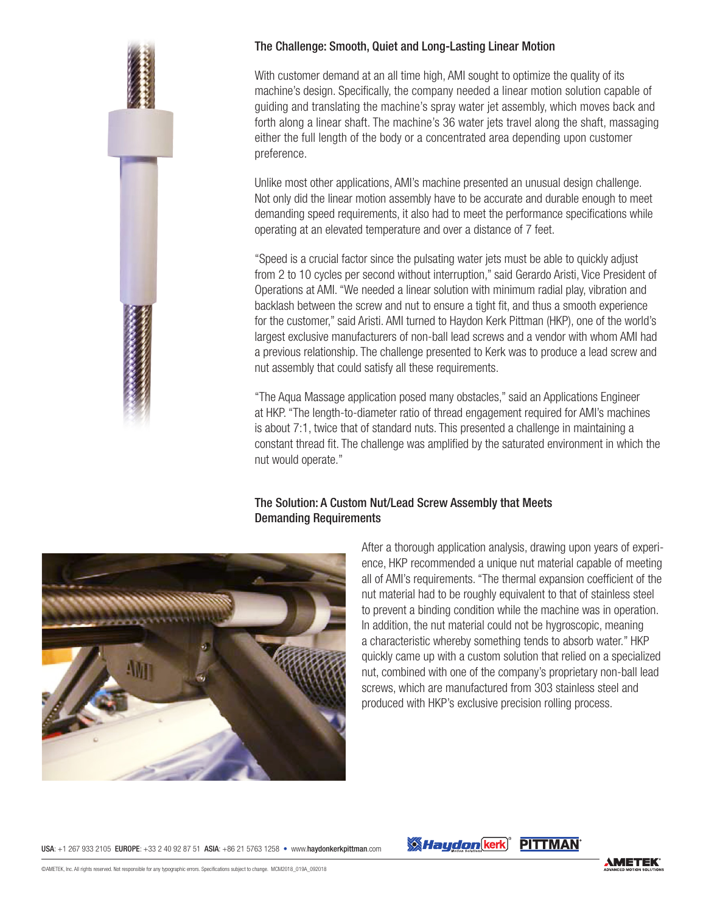### The Challenge: Smooth, Quiet and Long-Lasting Linear Motion

With customer demand at an all time high, AMI sought to optimize the quality of its machine's design. Specifically, the company needed a linear motion solution capable of guiding and translating the machine's spray water jet assembly, which moves back and forth along a linear shaft. The machine's 36 water jets travel along the shaft, massaging either the full length of the body or a concentrated area depending upon customer preference.

Unlike most other applications, AMI's machine presented an unusual design challenge. Not only did the linear motion assembly have to be accurate and durable enough to meet demanding speed requirements, it also had to meet the performance specifications while operating at an elevated temperature and over a distance of 7 feet.

"Speed is a crucial factor since the pulsating water jets must be able to quickly adjust from 2 to 10 cycles per second without interruption," said Gerardo Aristi, Vice President of Operations at AMI. "We needed a linear solution with minimum radial play, vibration and backlash between the screw and nut to ensure a tight fit, and thus a smooth experience for the customer," said Aristi. AMI turned to Haydon Kerk Pittman (HKP), one of the world's largest exclusive manufacturers of non-ball lead screws and a vendor with whom AMI had a previous relationship. The challenge presented to Kerk was to produce a lead screw and nut assembly that could satisfy all these requirements.

"The Aqua Massage application posed many obstacles," said an Applications Engineer at HKP. "The length-to-diameter ratio of thread engagement required for AMI's machines is about 7:1, twice that of standard nuts. This presented a challenge in maintaining a constant thread fit. The challenge was amplified by the saturated environment in which the nut would operate."

### The Solution: A Custom Nut/Lead Screw Assembly that Meets Demanding Requirements

After a thorough application analysis, drawing upon years of experience, HKP recommended a unique nut material capable of meeting all of AMI's requirements. "The thermal expansion coefficient of the nut material had to be roughly equivalent to that of stainless steel to prevent a binding condition while the machine was in operation. In addition, the nut material could not be hygroscopic, meaning a characteristic whereby something tends to absorb water." HKP quickly came up with a custom solution that relied on a specialized nut, combined with one of the company's proprietary non-ball lead screws, which are manufactured from 303 stainless steel and produced with HKP's exclusive precision rolling process.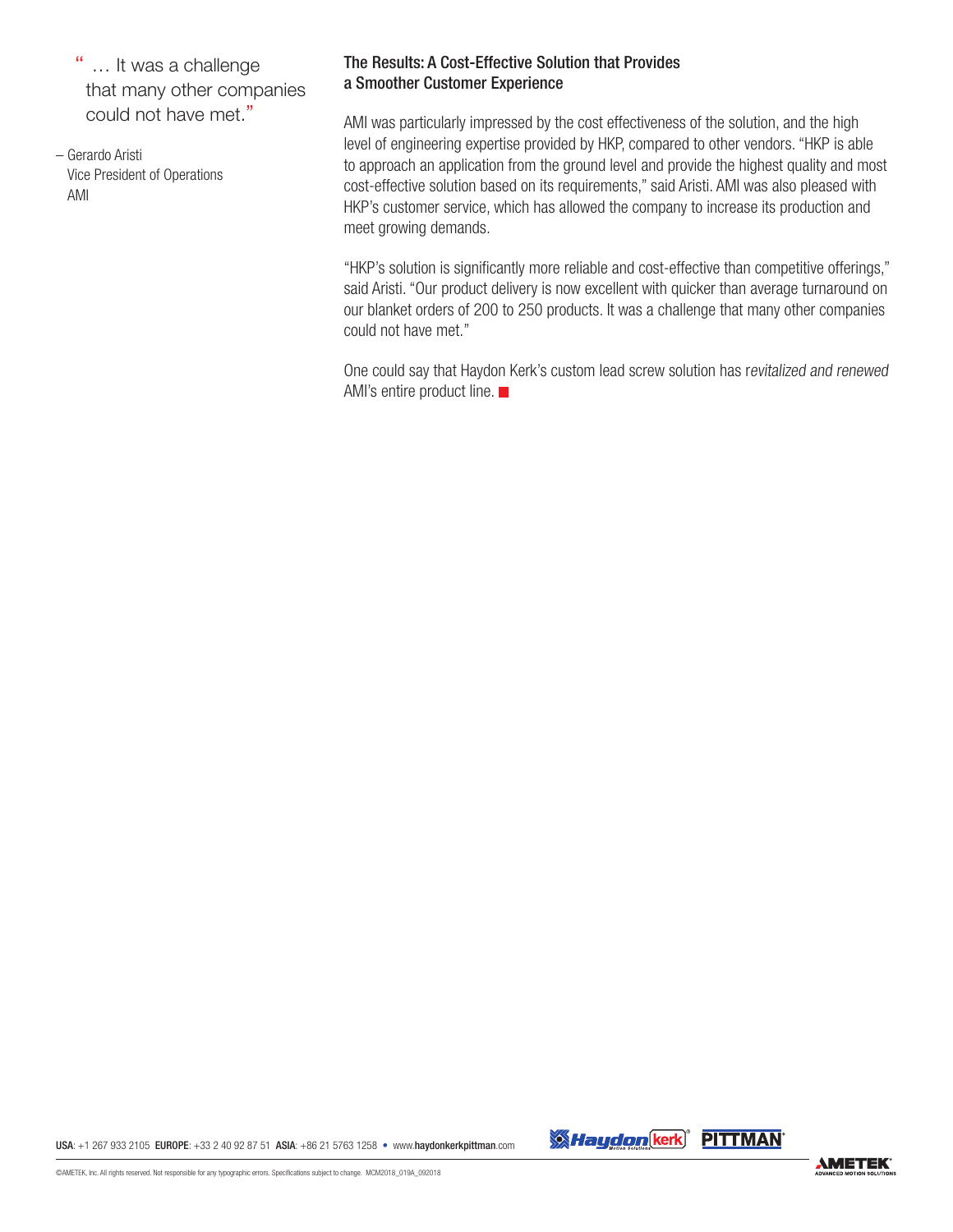> " … It was a challenge that many other companies could not have met."

– Gerardo Aristi
Vice President of Operations
AMI

### The Results: A Cost-Effective Solution that Provides a Smoother Customer Experience

AMI was particularly impressed by the cost effectiveness of the solution, and the high level of engineering expertise provided by HKP, compared to other vendors. "HKP is able to approach an application from the ground level and provide the highest quality and most cost-effective solution based on its requirements," said Aristi. AMI was also pleased with HKP's customer service, which has allowed the company to increase its production and meet growing demands.

"HKP's solution is significantly more reliable and cost-effective than competitive offerings," said Aristi. "Our product delivery is now excellent with quicker than average turnaround on our blanket orders of 200 to 250 products. It was a challenge that many other companies could not have met."

One could say that Haydon Kerk's custom lead screw solution has r*evitalized and renewed* AMI's entire product line.

**USA**: +1 267 933 2105 **EUROPE**: +33 2 40 92 87 51 **ASIA**: +86 21 5763 1258 • www.**haydonkerkpittman**.com

©AMETEK, Inc. All rights reserved. Not responsible for any typographic errors. Specifications subject to change. MCM2018_019A_092018